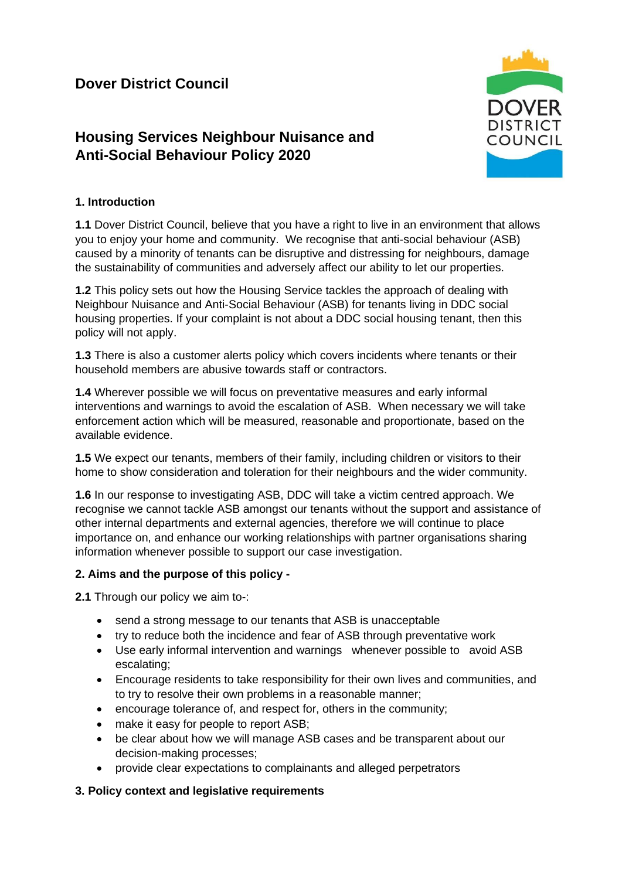# Dover District Council

## Housing Services Neighbour Nuisance and Anti-Social Behaviour Policy 2020

### 1. Introduction

**1.1** Dover District Council, believe that you have a right to live in an environment that allows you to enjoy your home and community. We recognise that anti-social behaviour (ASB) caused by a minority of tenants can be disruptive and distressing for neighbours, damage the sustainability of communities and adversely affect our ability to let our properties.

**1.2** This policy sets out how the Housing Service tackles the approach of dealing with Neighbour Nuisance and Anti-Social Behaviour (ASB) for tenants living in DDC social housing properties. If your complaint is not about a DDC social housing tenant, then this policy will not apply.

**1.3** There is also a customer alerts policy which covers incidents where tenants or their household members are abusive towards staff or contractors.

**1.4** Wherever possible we will focus on preventative measures and early informal interventions and warnings to avoid the escalation of ASB. When necessary we will take enforcement action which will be measured, reasonable and proportionate, based on the available evidence.

**1.5** We expect our tenants, members of their family, including children or visitors to their home to show consideration and toleration for their neighbours and the wider community.

**1.6** In our response to investigating ASB, DDC will take a victim centred approach. We recognise we cannot tackle ASB amongst our tenants without the support and assistance of other internal departments and external agencies, therefore we will continue to place importance on, and enhance our working relationships with partner organisations sharing information whenever possible to support our case investigation.

### 2. Aims and the purpose of this policy -

**2.1** Through our policy we aim to-:

- send a strong message to our tenants that ASB is unacceptable
- try to reduce both the incidence and fear of ASB through preventative work
- Use early informal intervention and warnings whenever possible to avoid ASB escalating;
- Encourage residents to take responsibility for their own lives and communities, and to try to resolve their own problems in a reasonable manner;
- encourage tolerance of, and respect for, others in the community;
- make it easy for people to report ASB;
- be clear about how we will manage ASB cases and be transparent about our decision-making processes;
- provide clear expectations to complainants and alleged perpetrators

### 3. Policy context and legislative requirements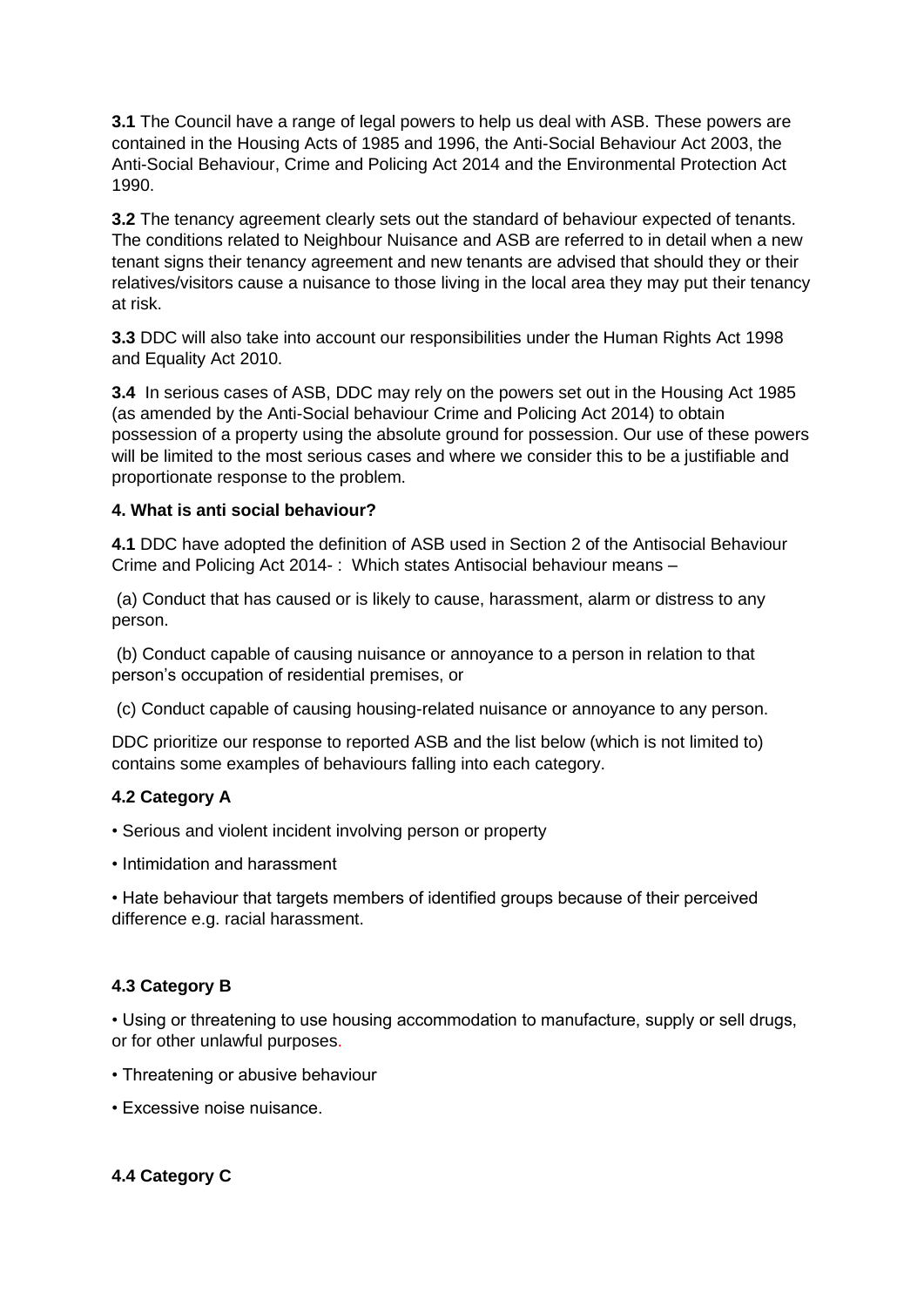**3.1** The Council have a range of legal powers to help us deal with ASB. These powers are contained in the Housing Acts of 1985 and 1996, the Anti-Social Behaviour Act 2003, the Anti-Social Behaviour, Crime and Policing Act 2014 and the Environmental Protection Act 1990.

**3.2** The tenancy agreement clearly sets out the standard of behaviour expected of tenants. The conditions related to Neighbour Nuisance and ASB are referred to in detail when a new tenant signs their tenancy agreement and new tenants are advised that should they or their relatives/visitors cause a nuisance to those living in the local area they may put their tenancy at risk.

**3.3** DDC will also take into account our responsibilities under the Human Rights Act 1998 and Equality Act 2010.

**3.4** In serious cases of ASB, DDC may rely on the powers set out in the Housing Act 1985 (as amended by the Anti-Social behaviour Crime and Policing Act 2014) to obtain possession of a property using the absolute ground for possession. Our use of these powers will be limited to the most serious cases and where we consider this to be a justifiable and proportionate response to the problem.

**4. What is anti social behaviour?**

**4.1** DDC have adopted the definition of ASB used in Section 2 of the Antisocial Behaviour Crime and Policing Act 2014- : Which states Antisocial behaviour means –

(a) Conduct that has caused or is likely to cause, harassment, alarm or distress to any person.

(b) Conduct capable of causing nuisance or annoyance to a person in relation to that person's occupation of residential premises, or

(c) Conduct capable of causing housing-related nuisance or annoyance to any person.

DDC prioritize our response to reported ASB and the list below (which is not limited to) contains some examples of behaviours falling into each category.

**4.2 Category A**

- Serious and violent incident involving person or property
- Intimidation and harassment
- Hate behaviour that targets members of identified groups because of their perceived difference e.g. racial harassment.

**4.3 Category B**

- Using or threatening to use housing accommodation to manufacture, supply or sell drugs, or for other unlawful purposes.
- Threatening or abusive behaviour
- Excessive noise nuisance.

**4.4 Category C**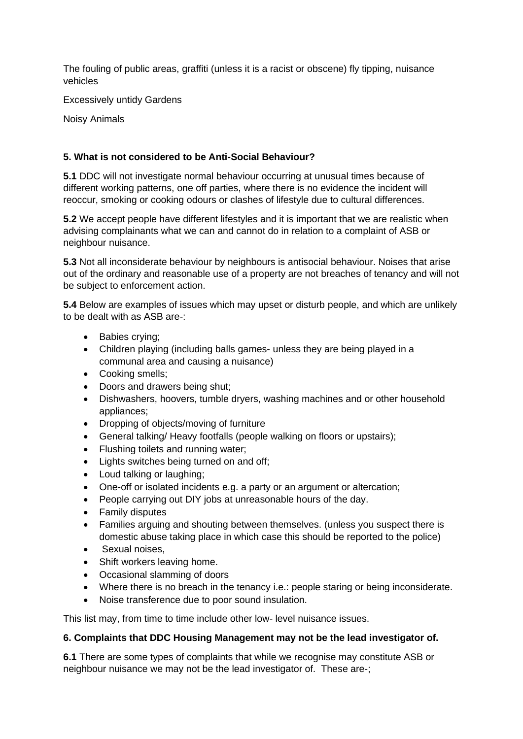The fouling of public areas, graffiti (unless it is a racist or obscene) fly tipping, nuisance vehicles

Excessively untidy Gardens

Noisy Animals

## 5. What is not considered to be Anti-Social Behaviour?

**5.1** DDC will not investigate normal behaviour occurring at unusual times because of different working patterns, one off parties, where there is no evidence the incident will reoccur, smoking or cooking odours or clashes of lifestyle due to cultural differences.

**5.2** We accept people have different lifestyles and it is important that we are realistic when advising complainants what we can and cannot do in relation to a complaint of ASB or neighbour nuisance.

**5.3** Not all inconsiderate behaviour by neighbours is antisocial behaviour. Noises that arise out of the ordinary and reasonable use of a property are not breaches of tenancy and will not be subject to enforcement action.

**5.4** Below are examples of issues which may upset or disturb people, and which are unlikely to be dealt with as ASB are-:

- Babies crying;
- Children playing (including balls games- unless they are being played in a communal area and causing a nuisance)
- Cooking smells;
- Doors and drawers being shut;
- Dishwashers, hoovers, tumble dryers, washing machines and or other household appliances;
- Dropping of objects/moving of furniture
- General talking/ Heavy footfalls (people walking on floors or upstairs);
- Flushing toilets and running water;
- Lights switches being turned on and off;
- Loud talking or laughing;
- One-off or isolated incidents e.g. a party or an argument or altercation;
- People carrying out DIY jobs at unreasonable hours of the day.
- Family disputes
- Families arguing and shouting between themselves. (unless you suspect there is domestic abuse taking place in which case this should be reported to the police)
- Sexual noises,
- Shift workers leaving home.
- Occasional slamming of doors
- Where there is no breach in the tenancy i.e.: people staring or being inconsiderate.
- Noise transference due to poor sound insulation.

This list may, from time to time include other low- level nuisance issues.

## 6. Complaints that DDC Housing Management may not be the lead investigator of.

**6.1** There are some types of complaints that while we recognise may constitute ASB or neighbour nuisance we may not be the lead investigator of. These are-;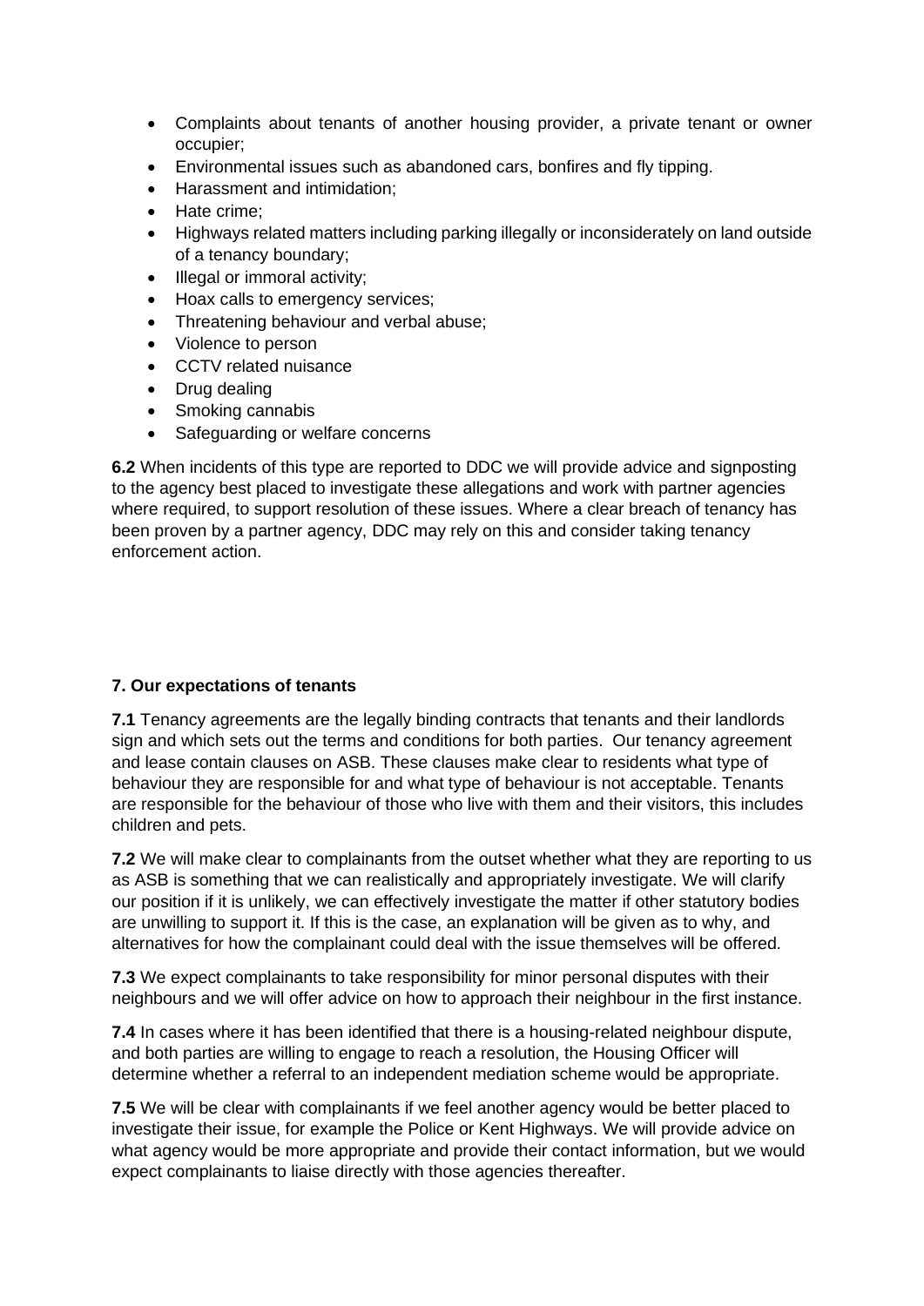- Complaints about tenants of another housing provider, a private tenant or owner occupier;
- Environmental issues such as abandoned cars, bonfires and fly tipping.
- Harassment and intimidation;
- Hate crime;
- Highways related matters including parking illegally or inconsiderately on land outside of a tenancy boundary;
- Illegal or immoral activity;
- Hoax calls to emergency services;
- Threatening behaviour and verbal abuse;
- Violence to person
- CCTV related nuisance
- Drug dealing
- Smoking cannabis
- Safeguarding or welfare concerns

**6.2** When incidents of this type are reported to DDC we will provide advice and signposting to the agency best placed to investigate these allegations and work with partner agencies where required, to support resolution of these issues. Where a clear breach of tenancy has been proven by a partner agency, DDC may rely on this and consider taking tenancy enforcement action.

## 7. Our expectations of tenants

**7.1** Tenancy agreements are the legally binding contracts that tenants and their landlords sign and which sets out the terms and conditions for both parties. Our tenancy agreement and lease contain clauses on ASB. These clauses make clear to residents what type of behaviour they are responsible for and what type of behaviour is not acceptable. Tenants are responsible for the behaviour of those who live with them and their visitors, this includes children and pets.

**7.2** We will make clear to complainants from the outset whether what they are reporting to us as ASB is something that we can realistically and appropriately investigate. We will clarify our position if it is unlikely, we can effectively investigate the matter if other statutory bodies are unwilling to support it. If this is the case, an explanation will be given as to why, and alternatives for how the complainant could deal with the issue themselves will be offered.

**7.3** We expect complainants to take responsibility for minor personal disputes with their neighbours and we will offer advice on how to approach their neighbour in the first instance.

**7.4** In cases where it has been identified that there is a housing-related neighbour dispute, and both parties are willing to engage to reach a resolution, the Housing Officer will determine whether a referral to an independent mediation scheme would be appropriate.

**7.5** We will be clear with complainants if we feel another agency would be better placed to investigate their issue, for example the Police or Kent Highways. We will provide advice on what agency would be more appropriate and provide their contact information, but we would expect complainants to liaise directly with those agencies thereafter.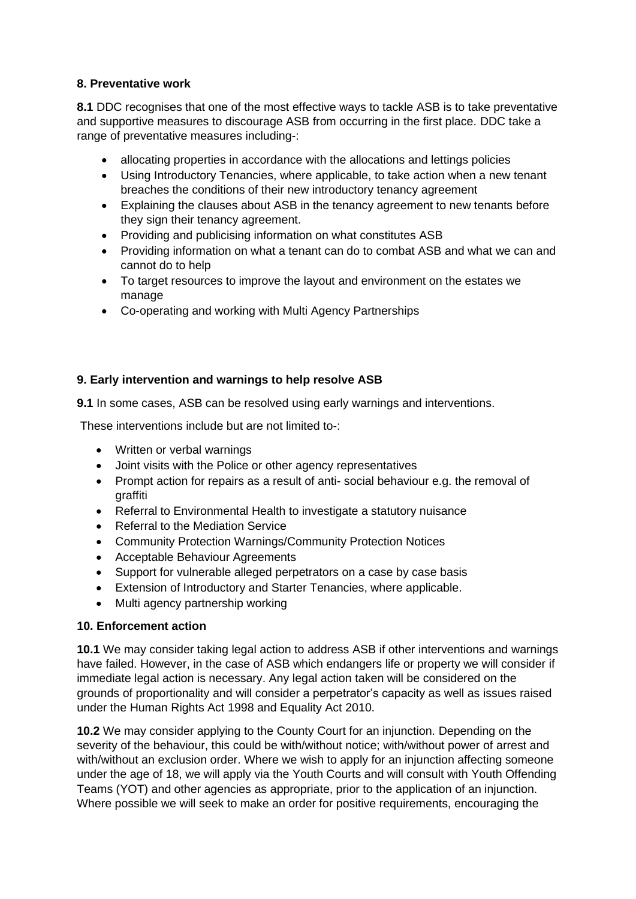## 8. Preventative work

**8.1** DDC recognises that one of the most effective ways to tackle ASB is to take preventative and supportive measures to discourage ASB from occurring in the first place. DDC take a range of preventative measures including-:

- allocating properties in accordance with the allocations and lettings policies
- Using Introductory Tenancies, where applicable, to take action when a new tenant breaches the conditions of their new introductory tenancy agreement
- Explaining the clauses about ASB in the tenancy agreement to new tenants before they sign their tenancy agreement.
- Providing and publicising information on what constitutes ASB
- Providing information on what a tenant can do to combat ASB and what we can and cannot do to help
- To target resources to improve the layout and environment on the estates we manage
- Co-operating and working with Multi Agency Partnerships

## 9. Early intervention and warnings to help resolve ASB

**9.1** In some cases, ASB can be resolved using early warnings and interventions.

These interventions include but are not limited to-:

- Written or verbal warnings
- Joint visits with the Police or other agency representatives
- Prompt action for repairs as a result of anti- social behaviour e.g. the removal of graffiti
- Referral to Environmental Health to investigate a statutory nuisance
- Referral to the Mediation Service
- Community Protection Warnings/Community Protection Notices
- Acceptable Behaviour Agreements
- Support for vulnerable alleged perpetrators on a case by case basis
- Extension of Introductory and Starter Tenancies, where applicable.
- Multi agency partnership working

## 10. Enforcement action

**10.1** We may consider taking legal action to address ASB if other interventions and warnings have failed. However, in the case of ASB which endangers life or property we will consider if immediate legal action is necessary. Any legal action taken will be considered on the grounds of proportionality and will consider a perpetrator's capacity as well as issues raised under the Human Rights Act 1998 and Equality Act 2010.

**10.2** We may consider applying to the County Court for an injunction. Depending on the severity of the behaviour, this could be with/without notice; with/without power of arrest and with/without an exclusion order. Where we wish to apply for an injunction affecting someone under the age of 18, we will apply via the Youth Courts and will consult with Youth Offending Teams (YOT) and other agencies as appropriate, prior to the application of an injunction. Where possible we will seek to make an order for positive requirements, encouraging the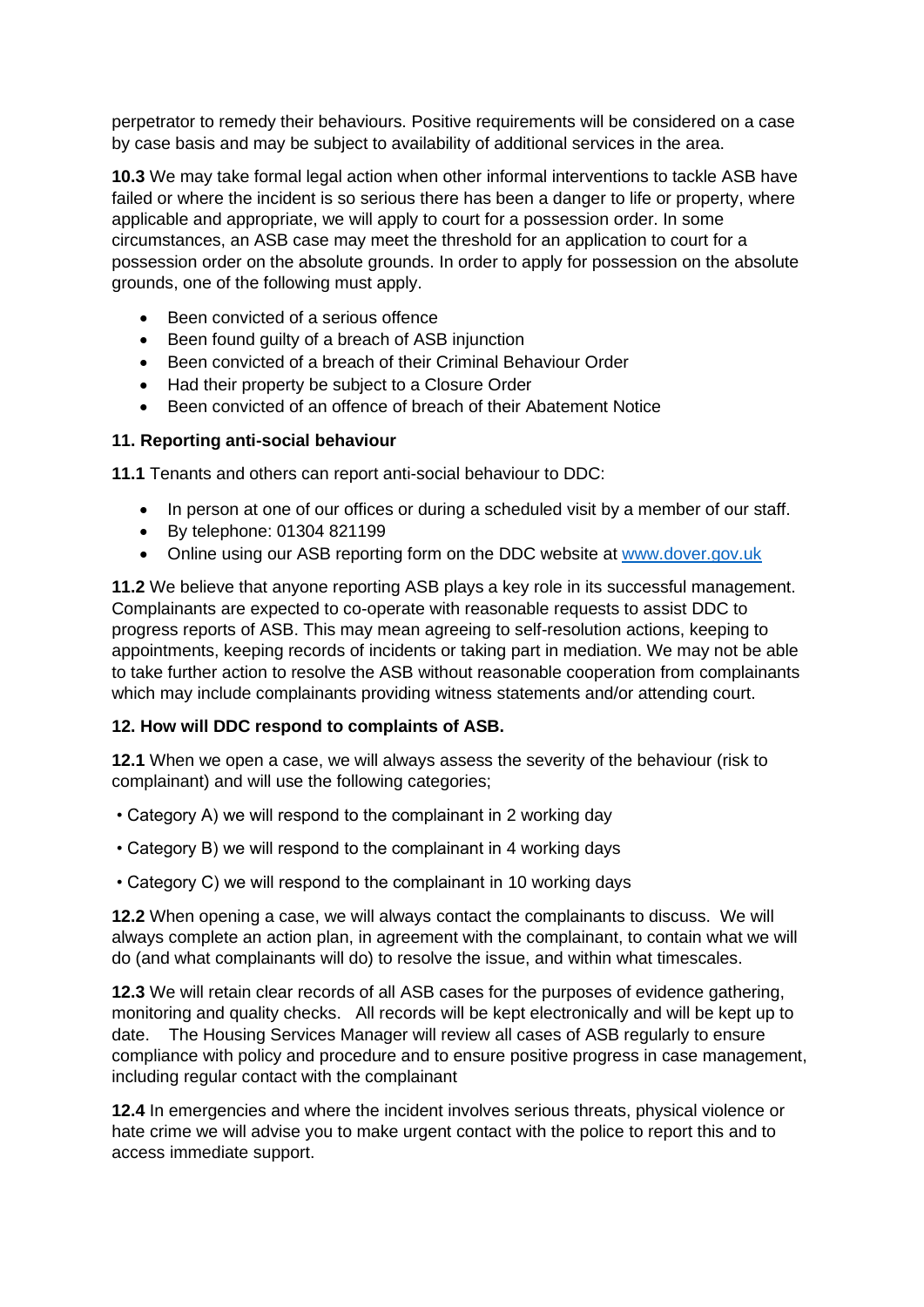perpetrator to remedy their behaviours. Positive requirements will be considered on a case by case basis and may be subject to availability of additional services in the area.

**10.3** We may take formal legal action when other informal interventions to tackle ASB have failed or where the incident is so serious there has been a danger to life or property, where applicable and appropriate, we will apply to court for a possession order. In some circumstances, an ASB case may meet the threshold for an application to court for a possession order on the absolute grounds. In order to apply for possession on the absolute grounds, one of the following must apply.

- Been convicted of a serious offence
- Been found guilty of a breach of ASB injunction
- Been convicted of a breach of their Criminal Behaviour Order
- Had their property be subject to a Closure Order
- Been convicted of an offence of breach of their Abatement Notice

**11. Reporting anti-social behaviour**

**11.1** Tenants and others can report anti-social behaviour to DDC:

- In person at one of our offices or during a scheduled visit by a member of our staff.
- By telephone: 01304 821199
- Online using our ASB reporting form on the DDC website at [www.dover.gov.uk](www.dover.gov.uk)

**11.2** We believe that anyone reporting ASB plays a key role in its successful management. Complainants are expected to co-operate with reasonable requests to assist DDC to progress reports of ASB. This may mean agreeing to self-resolution actions, keeping to appointments, keeping records of incidents or taking part in mediation. We may not be able to take further action to resolve the ASB without reasonable cooperation from complainants which may include complainants providing witness statements and/or attending court.

**12. How will DDC respond to complaints of ASB.**

**12.1** When we open a case, we will always assess the severity of the behaviour (risk to complainant) and will use the following categories;

- Category A) we will respond to the complainant in 2 working day
- Category B) we will respond to the complainant in 4 working days
- Category C) we will respond to the complainant in 10 working days

**12.2** When opening a case, we will always contact the complainants to discuss. We will always complete an action plan, in agreement with the complainant, to contain what we will do (and what complainants will do) to resolve the issue, and within what timescales.

**12.3** We will retain clear records of all ASB cases for the purposes of evidence gathering, monitoring and quality checks. All records will be kept electronically and will be kept up to date. The Housing Services Manager will review all cases of ASB regularly to ensure compliance with policy and procedure and to ensure positive progress in case management, including regular contact with the complainant

**12.4** In emergencies and where the incident involves serious threats, physical violence or hate crime we will advise you to make urgent contact with the police to report this and to access immediate support.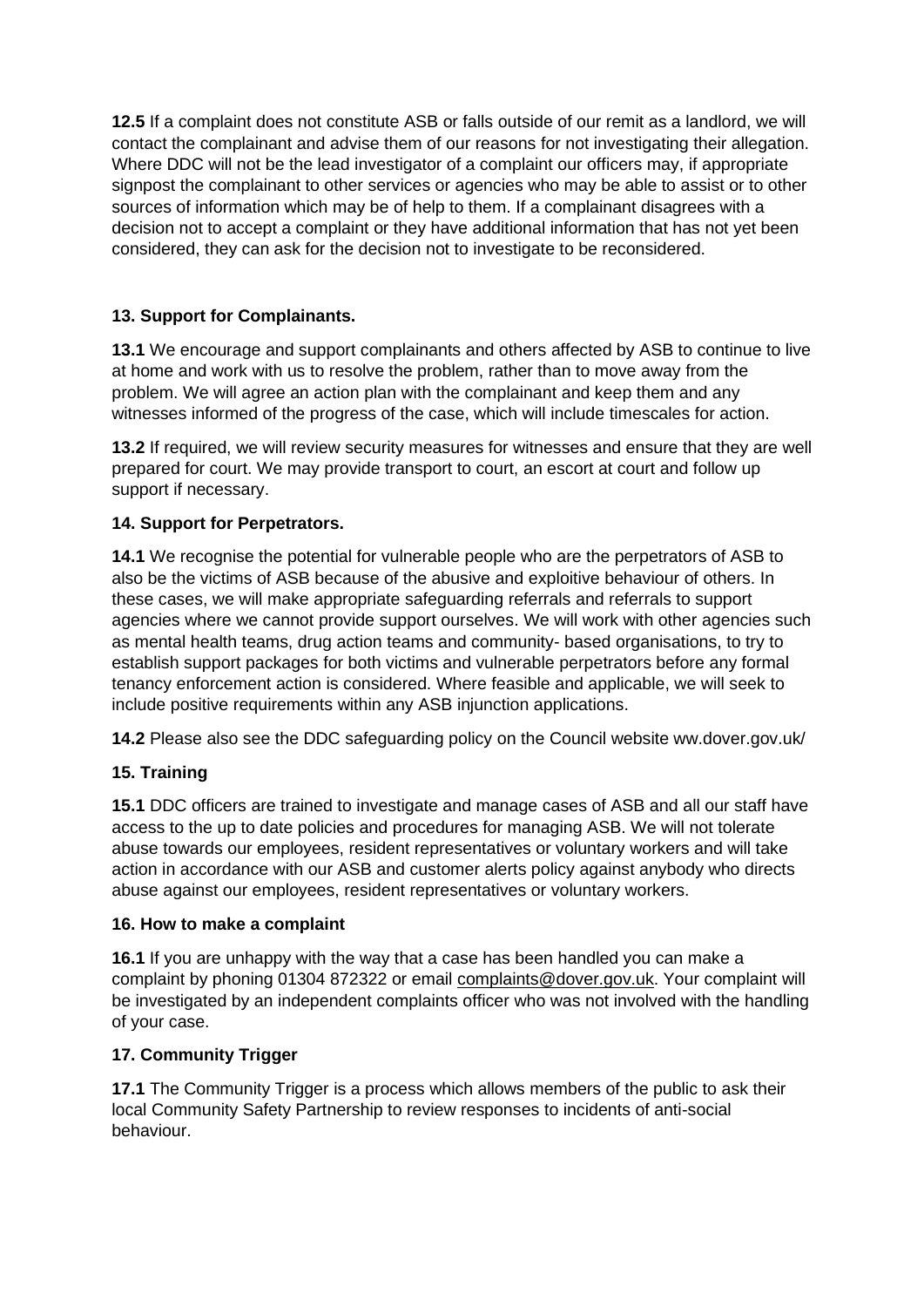**12.5** If a complaint does not constitute ASB or falls outside of our remit as a landlord, we will contact the complainant and advise them of our reasons for not investigating their allegation. Where DDC will not be the lead investigator of a complaint our officers may, if appropriate signpost the complainant to other services or agencies who may be able to assist or to other sources of information which may be of help to them. If a complainant disagrees with a decision not to accept a complaint or they have additional information that has not yet been considered, they can ask for the decision not to investigate to be reconsidered.

## 13. Support for Complainants.

**13.1** We encourage and support complainants and others affected by ASB to continue to live at home and work with us to resolve the problem, rather than to move away from the problem. We will agree an action plan with the complainant and keep them and any witnesses informed of the progress of the case, which will include timescales for action.

**13.2** If required, we will review security measures for witnesses and ensure that they are well prepared for court. We may provide transport to court, an escort at court and follow up support if necessary.

## 14. Support for Perpetrators.

**14.1** We recognise the potential for vulnerable people who are the perpetrators of ASB to also be the victims of ASB because of the abusive and exploitive behaviour of others. In these cases, we will make appropriate safeguarding referrals and referrals to support agencies where we cannot provide support ourselves. We will work with other agencies such as mental health teams, drug action teams and community- based organisations, to try to establish support packages for both victims and vulnerable perpetrators before any formal tenancy enforcement action is considered. Where feasible and applicable, we will seek to include positive requirements within any ASB injunction applications.

**14.2** Please also see the DDC safeguarding policy on the Council website ww.dover.gov.uk/

## 15. Training

**15.1** DDC officers are trained to investigate and manage cases of ASB and all our staff have access to the up to date policies and procedures for managing ASB. We will not tolerate abuse towards our employees, resident representatives or voluntary workers and will take action in accordance with our ASB and customer alerts policy against anybody who directs abuse against our employees, resident representatives or voluntary workers.

## 16. How to make a complaint

**16.1** If you are unhappy with the way that a case has been handled you can make a complaint by phoning 01304 872322 or email complaints@dover.gov.uk. Your complaint will be investigated by an independent complaints officer who was not involved with the handling of your case.

## 17. Community Trigger

**17.1** The Community Trigger is a process which allows members of the public to ask their local Community Safety Partnership to review responses to incidents of anti-social behaviour.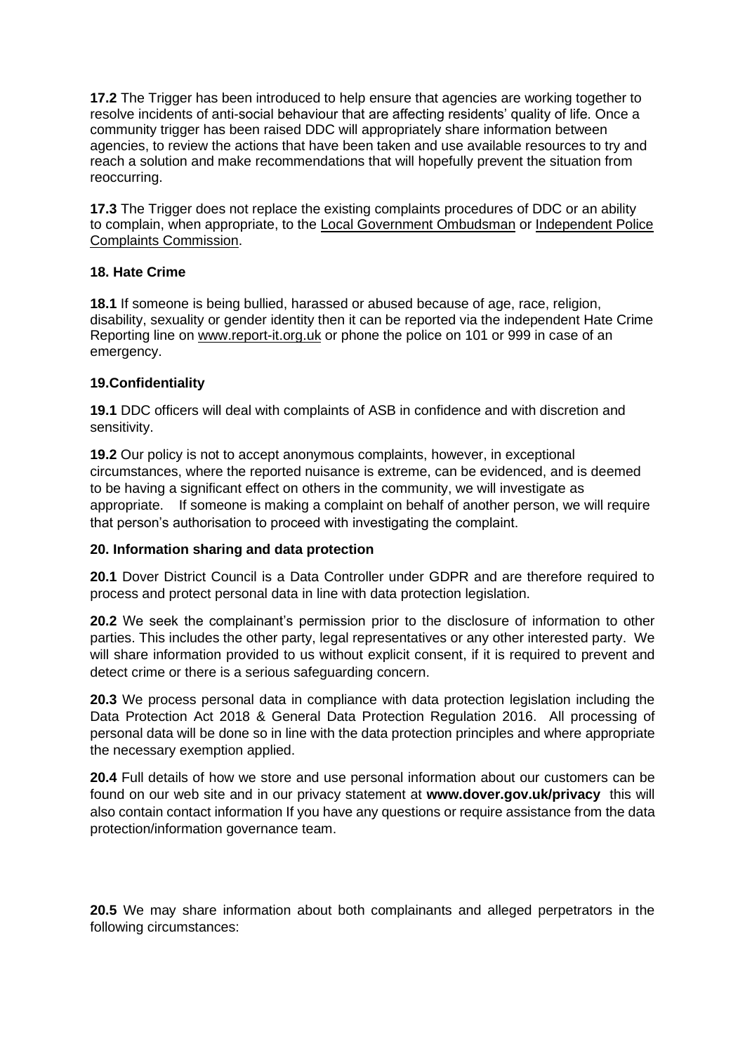**17.2** The Trigger has been introduced to help ensure that agencies are working together to resolve incidents of anti-social behaviour that are affecting residents' quality of life. Once a community trigger has been raised DDC will appropriately share information between agencies, to review the actions that have been taken and use available resources to try and reach a solution and make recommendations that will hopefully prevent the situation from reoccurring.

**17.3** The Trigger does not replace the existing complaints procedures of DDC or an ability to complain, when appropriate, to the Local Government Ombudsman or Independent Police Complaints Commission.

## 18. Hate Crime

**18.1** If someone is being bullied, harassed or abused because of age, race, religion, disability, sexuality or gender identity then it can be reported via the independent Hate Crime Reporting line on www.report-it.org.uk or phone the police on 101 or 999 in case of an emergency.

## 19.Confidentiality

**19.1** DDC officers will deal with complaints of ASB in confidence and with discretion and sensitivity.

**19.2** Our policy is not to accept anonymous complaints, however, in exceptional circumstances, where the reported nuisance is extreme, can be evidenced, and is deemed to be having a significant effect on others in the community, we will investigate as appropriate. If someone is making a complaint on behalf of another person, we will require that person's authorisation to proceed with investigating the complaint.

## 20. Information sharing and data protection

**20.1** Dover District Council is a Data Controller under GDPR and are therefore required to process and protect personal data in line with data protection legislation.

**20.2** We seek the complainant's permission prior to the disclosure of information to other parties. This includes the other party, legal representatives or any other interested party. We will share information provided to us without explicit consent, if it is required to prevent and detect crime or there is a serious safeguarding concern.

**20.3** We process personal data in compliance with data protection legislation including the Data Protection Act 2018 & General Data Protection Regulation 2016. All processing of personal data will be done so in line with the data protection principles and where appropriate the necessary exemption applied.

**20.4** Full details of how we store and use personal information about our customers can be found on our web site and in our privacy statement at **www.dover.gov.uk/privacy** this will also contain contact information If you have any questions or require assistance from the data protection/information governance team.

**20.5** We may share information about both complainants and alleged perpetrators in the following circumstances: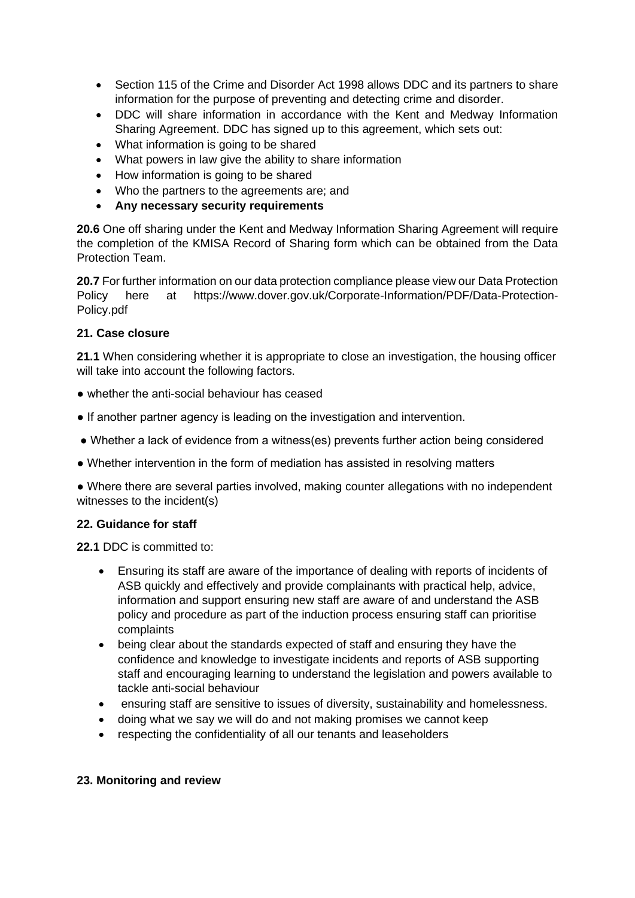- Section 115 of the Crime and Disorder Act 1998 allows DDC and its partners to share information for the purpose of preventing and detecting crime and disorder.
- DDC will share information in accordance with the Kent and Medway Information Sharing Agreement. DDC has signed up to this agreement, which sets out:
- What information is going to be shared
- What powers in law give the ability to share information
- How information is going to be shared
- Who the partners to the agreements are; and
- **Any necessary security requirements**

**20.6** One off sharing under the Kent and Medway Information Sharing Agreement will require the completion of the KMISA Record of Sharing form which can be obtained from the Data Protection Team.

**20.7** For further information on our data protection compliance please view our Data Protection Policy here at https://www.dover.gov.uk/Corporate-Information/PDF/Data-Protection-Policy.pdf

**21. Case closure**

**21.1** When considering whether it is appropriate to close an investigation, the housing officer will take into account the following factors.

- whether the anti-social behaviour has ceased
- If another partner agency is leading on the investigation and intervention.
- Whether a lack of evidence from a witness(es) prevents further action being considered
- Whether intervention in the form of mediation has assisted in resolving matters
- Where there are several parties involved, making counter allegations with no independent witnesses to the incident(s)

**22. Guidance for staff**

**22.1** DDC is committed to:

- Ensuring its staff are aware of the importance of dealing with reports of incidents of ASB quickly and effectively and provide complainants with practical help, advice, information and support ensuring new staff are aware of and understand the ASB policy and procedure as part of the induction process ensuring staff can prioritise complaints
- being clear about the standards expected of staff and ensuring they have the confidence and knowledge to investigate incidents and reports of ASB supporting staff and encouraging learning to understand the legislation and powers available to tackle anti-social behaviour
- ensuring staff are sensitive to issues of diversity, sustainability and homelessness.
- doing what we say we will do and not making promises we cannot keep
- respecting the confidentiality of all our tenants and leaseholders

**23. Monitoring and review**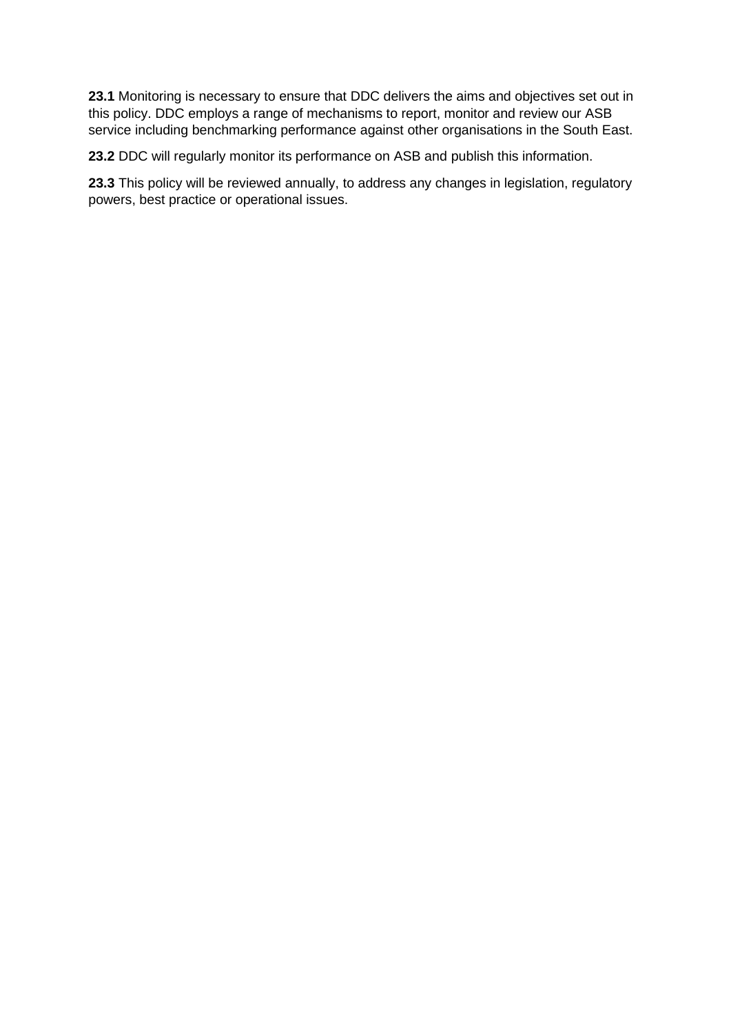**23.1** Monitoring is necessary to ensure that DDC delivers the aims and objectives set out in this policy. DDC employs a range of mechanisms to report, monitor and review our ASB service including benchmarking performance against other organisations in the South East.

**23.2** DDC will regularly monitor its performance on ASB and publish this information.

**23.3** This policy will be reviewed annually, to address any changes in legislation, regulatory powers, best practice or operational issues.